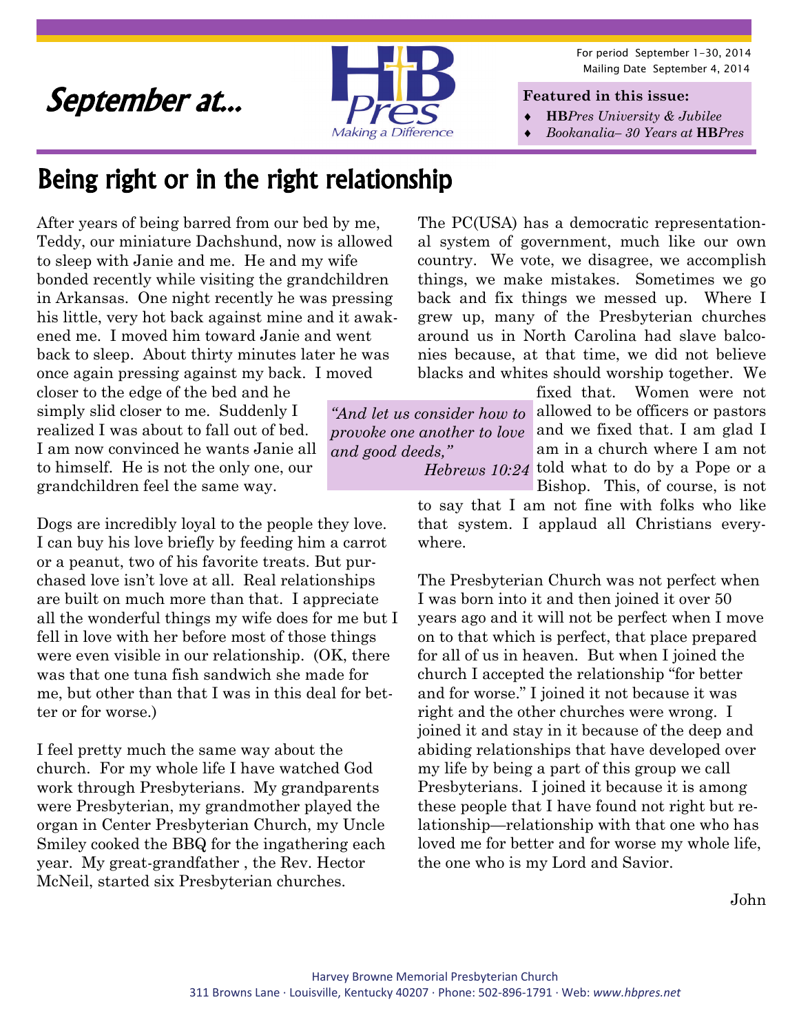# September at...

HB Pres — Making a Difference

For period September 1-30, 2014
Mailing Date September 4, 2014

**Featured in this issue:**

- **HB***Pres University & Jubilee*
- *Bookanalia– 30 Years at* **HB***Pres*

## Being right or in the right relationship

After years of being barred from our bed by me, Teddy, our miniature Dachshund, now is allowed to sleep with Janie and me. He and my wife bonded recently while visiting the grandchildren in Arkansas. One night recently he was pressing his little, very hot back against mine and it awakened me. I moved him toward Janie and went back to sleep. About thirty minutes later he was once again pressing against my back. I moved closer to the edge of the bed and he simply slid closer to me. Suddenly I realized I was about to fall out of bed. I am now convinced he wants Janie all to himself. He is not the only one, our grandchildren feel the same way.

Dogs are incredibly loyal to the people they love. I can buy his love briefly by feeding him a carrot or a peanut, two of his favorite treats. But purchased love isn't love at all. Real relationships are built on much more than that. I appreciate all the wonderful things my wife does for me but I fell in love with her before most of those things were even visible in our relationship. (OK, there was that one tuna fish sandwich she made for me, but other than that I was in this deal for better or for worse.)

I feel pretty much the same way about the church. For my whole life I have watched God work through Presbyterians. My grandparents were Presbyterian, my grandmother played the organ in Center Presbyterian Church, my Uncle Smiley cooked the BBQ for the ingathering each year. My great-grandfather , the Rev. Hector McNeil, started six Presbyterian churches.

The PC(USA) has a democratic representational system of government, much like our own country. We vote, we disagree, we accomplish things, we make mistakes. Sometimes we go back and fix things we messed up. Where I grew up, many of the Presbyterian churches around us in North Carolina had slave balconies because, at that time, we did not believe blacks and whites should worship together. We fixed that. Women were not allowed to be officers or pastors and we fixed that. I am glad I am in a church where I am not told what to do by a Pope or a Bishop. This, of course, is not to say that I am not fine with folks who like that system. I applaud all Christians everywhere.

> *"And let us consider how to provoke one another to love and good deeds,"*
>
> *Hebrews 10:24*

The Presbyterian Church was not perfect when I was born into it and then joined it over 50 years ago and it will not be perfect when I move on to that which is perfect, that place prepared for all of us in heaven. But when I joined the church I accepted the relationship "for better and for worse." I joined it not because it was right and the other churches were wrong. I joined it and stay in it because of the deep and abiding relationships that have developed over my life by being a part of this group we call Presbyterians. I joined it because it is among these people that I have found not right but relationship—relationship with that one who has loved me for better and for worse my whole life, the one who is my Lord and Savior.

John

Harvey Browne Memorial Presbyterian Church
311 Browns Lane · Louisville, Kentucky 40207 · Phone: 502-896-1791 · Web: *www.hbpres.net*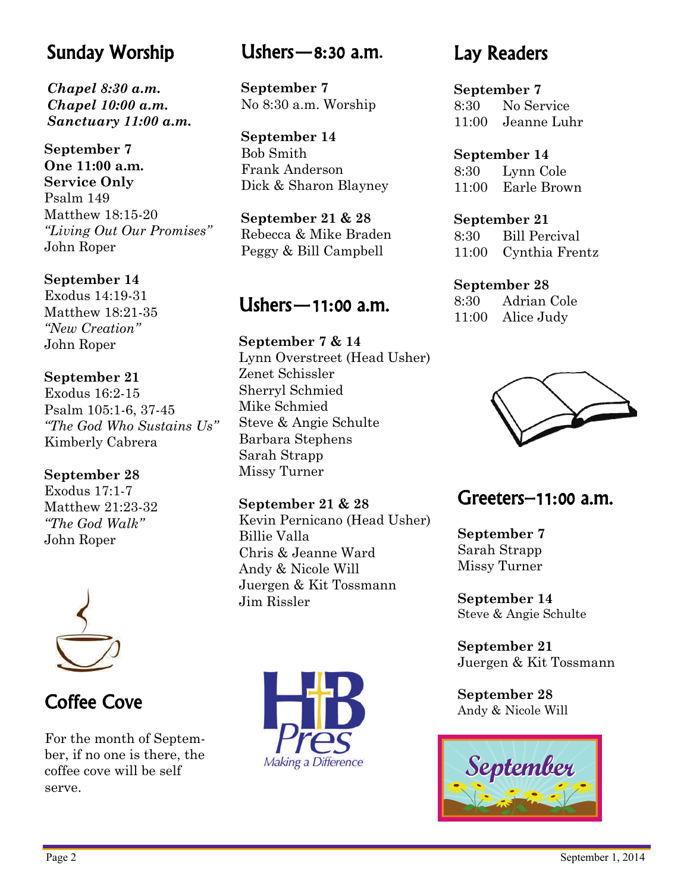## Sunday Worship

***Chapel 8:30 a.m.***
***Chapel 10:00 a.m.***
***Sanctuary 11:00 a.m.***

**September 7**
**One 11:00 a.m. Service Only**
Psalm 149
Matthew 18:15-20
*"Living Out Our Promises"*
John Roper

**September 14**
Exodus 14:19-31
Matthew 18:21-35
*"New Creation"*
John Roper

**September 21**
Exodus 16:2-15
Psalm 105:1-6, 37-45
*"The God Who Sustains Us"*
Kimberly Cabrera

**September 28**
Exodus 17:1-7
Matthew 21:23-32
*"The God Walk"*
John Roper

## Coffee Cove

For the month of September, if no one is there, the coffee cove will be self serve.

## Ushers—8:30 a.m.

**September 7**
No 8:30 a.m. Worship

**September 14**
Bob Smith
Frank Anderson
Dick & Sharon Blayney

**September 21 & 28**
Rebecca & Mike Braden
Peggy & Bill Campbell

## Ushers—11:00 a.m.

**September 7 & 14**
Lynn Overstreet (Head Usher)
Zenet Schissler
Sherryl Schmied
Mike Schmied
Steve & Angie Schulte
Barbara Stephens
Sarah Strapp
Missy Turner

**September 21 & 28**
Kevin Pernicano (Head Usher)
Billie Valla
Chris & Jeanne Ward
Andy & Nicole Will
Juergen & Kit Tossmann
Jim Rissler

HB Pres
Making a Difference

## Lay Readers

**September 7**
8:30 No Service
11:00 Jeanne Luhr

**September 14**
8:30 Lynn Cole
11:00 Earle Brown

**September 21**
8:30 Bill Percival
11:00 Cynthia Frentz

**September 28**
8:30 Adrian Cole
11:00 Alice Judy

## Greeters—11:00 a.m.

**September 7**
Sarah Strapp
Missy Turner

**September 14**
Steve & Angie Schulte

**September 21**
Juergen & Kit Tossmann

**September 28**
Andy & Nicole Will

September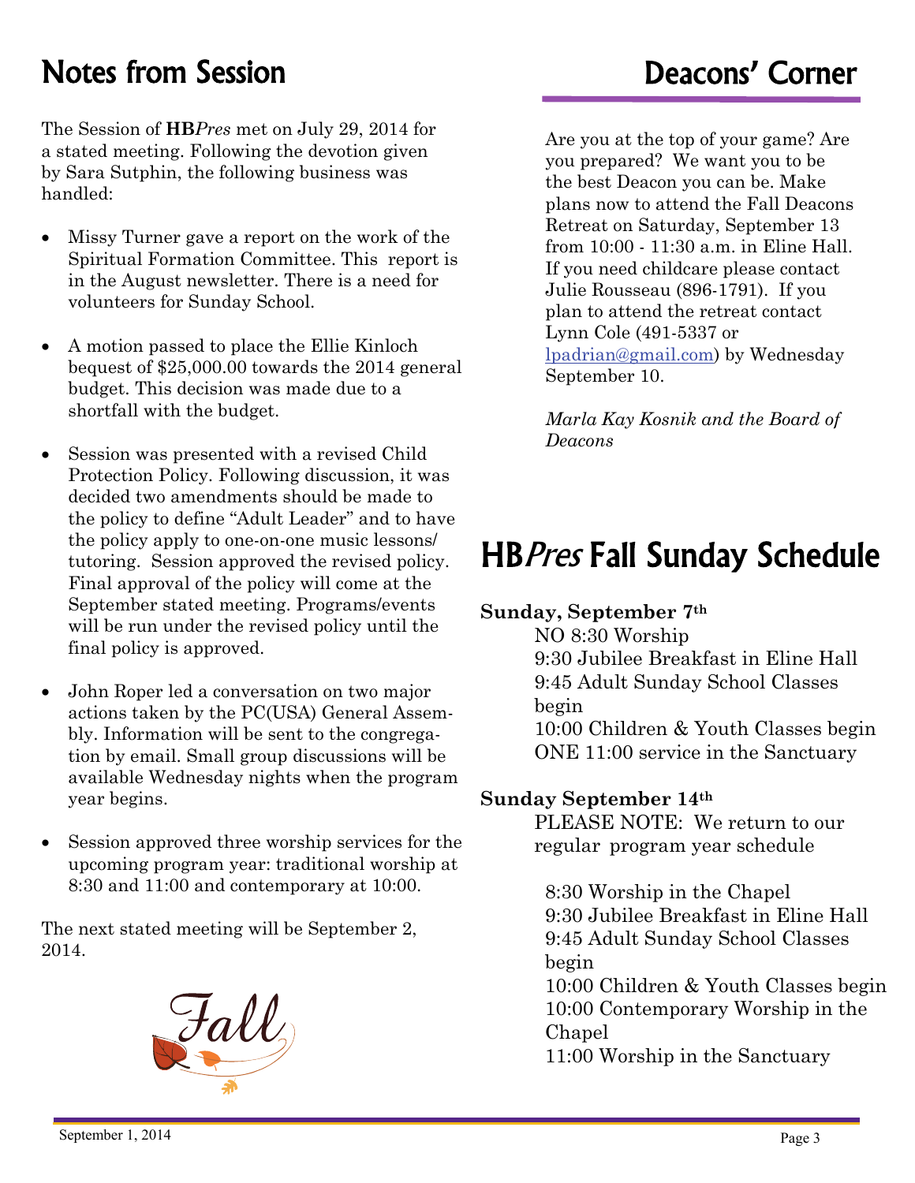# Notes from Session

The Session of **HB***Pres* met on July 29, 2014 for a stated meeting. Following the devotion given by Sara Sutphin, the following business was handled:

- Missy Turner gave a report on the work of the Spiritual Formation Committee. This report is in the August newsletter. There is a need for volunteers for Sunday School.
- A motion passed to place the Ellie Kinloch bequest of $25,000.00 towards the 2014 general budget. This decision was made due to a shortfall with the budget.
- Session was presented with a revised Child Protection Policy. Following discussion, it was decided two amendments should be made to the policy to define "Adult Leader" and to have the policy apply to one-on-one music lessons/ tutoring. Session approved the revised policy. Final approval of the policy will come at the September stated meeting. Programs/events will be run under the revised policy until the final policy is approved.
- John Roper led a conversation on two major actions taken by the PC(USA) General Assembly. Information will be sent to the congregation by email. Small group discussions will be available Wednesday nights when the program year begins.
- Session approved three worship services for the upcoming program year: traditional worship at 8:30 and 11:00 and contemporary at 10:00.

The next stated meeting will be September 2, 2014.

# Deacons' Corner

Are you at the top of your game? Are you prepared? We want you to be the best Deacon you can be. Make plans now to attend the Fall Deacons Retreat on Saturday, September 13 from 10:00 - 11:30 a.m. in Eline Hall. If you need childcare please contact Julie Rousseau (896-1791). If you plan to attend the retreat contact Lynn Cole (491-5337 or lpadrian@gmail.com) by Wednesday September 10.

*Marla Kay Kosnik and the Board of Deacons*

# HB*Pres* Fall Sunday Schedule

**Sunday, September 7th**

NO 8:30 Worship
9:30 Jubilee Breakfast in Eline Hall
9:45 Adult Sunday School Classes begin
10:00 Children & Youth Classes begin
ONE 11:00 service in the Sanctuary

**Sunday September 14th**

PLEASE NOTE: We return to our regular program year schedule

8:30 Worship in the Chapel
9:30 Jubilee Breakfast in Eline Hall
9:45 Adult Sunday School Classes begin
10:00 Children & Youth Classes begin
10:00 Contemporary Worship in the Chapel
11:00 Worship in the Sanctuary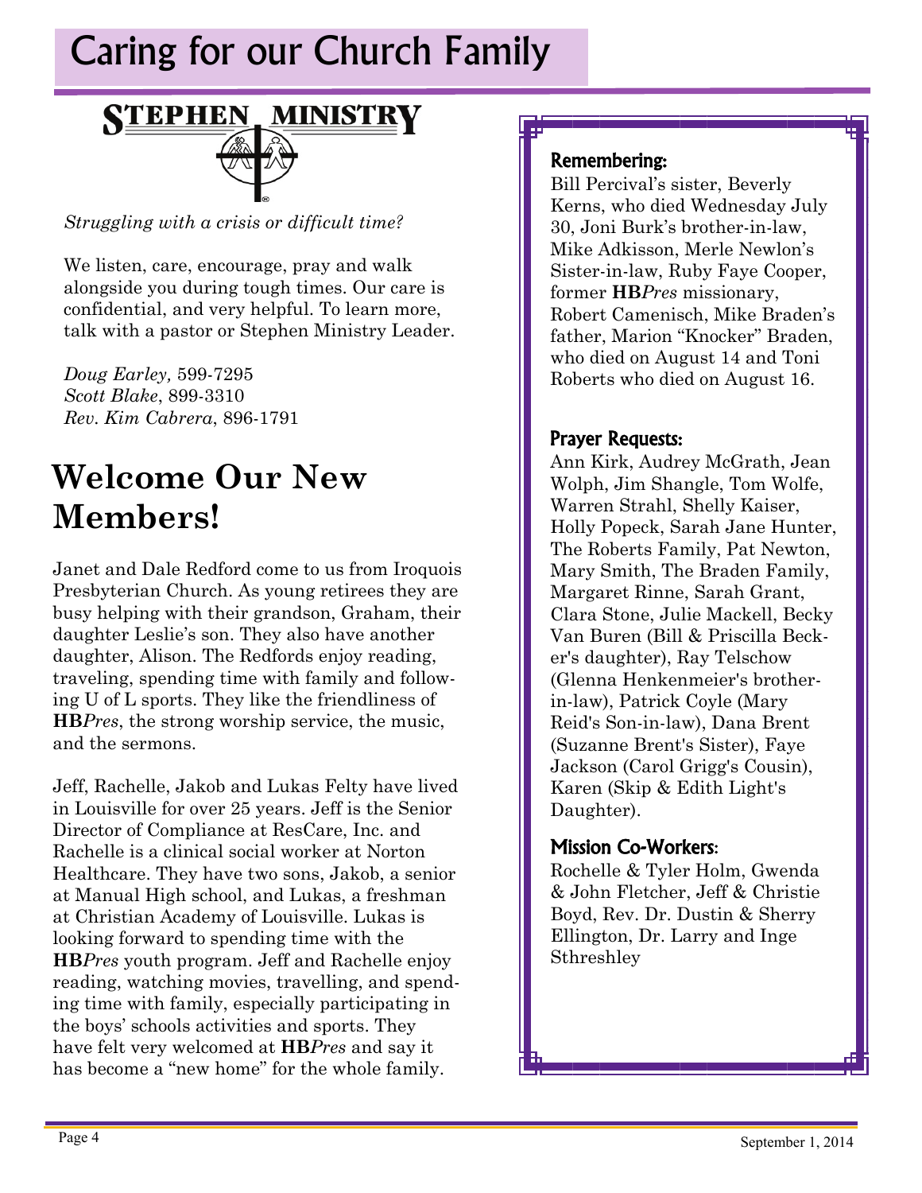# Caring for our Church Family

## STEPHEN MINISTRY

*Struggling with a crisis or difficult time?*

We listen, care, encourage, pray and walk alongside you during tough times. Our care is confidential, and very helpful. To learn more, talk with a pastor or Stephen Ministry Leader.

*Doug Earley,* 599-7295
*Scott Blake*, 899-3310
*Rev. Kim Cabrera*, 896-1791

## Welcome Our New Members!

Janet and Dale Redford come to us from Iroquois Presbyterian Church. As young retirees they are busy helping with their grandson, Graham, their daughter Leslie's son. They also have another daughter, Alison. The Redfords enjoy reading, traveling, spending time with family and following U of L sports. They like the friendliness of **HB***Pres*, the strong worship service, the music, and the sermons.

Jeff, Rachelle, Jakob and Lukas Felty have lived in Louisville for over 25 years. Jeff is the Senior Director of Compliance at ResCare, Inc. and Rachelle is a clinical social worker at Norton Healthcare. They have two sons, Jakob, a senior at Manual High school, and Lukas, a freshman at Christian Academy of Louisville. Lukas is looking forward to spending time with the **HB***Pres* youth program. Jeff and Rachelle enjoy reading, watching movies, travelling, and spending time with family, especially participating in the boys' schools activities and sports. They have felt very welcomed at **HB***Pres* and say it has become a "new home" for the whole family.

### Remembering:

Bill Percival's sister, Beverly Kerns, who died Wednesday July 30, Joni Burk's brother-in-law, Mike Adkisson, Merle Newlon's Sister-in-law, Ruby Faye Cooper, former **HB***Pres* missionary, Robert Camenisch, Mike Braden's father, Marion "Knocker" Braden, who died on August 14 and Toni Roberts who died on August 16.

### Prayer Requests:

Ann Kirk, Audrey McGrath, Jean Wolph, Jim Shangle, Tom Wolfe, Warren Strahl, Shelly Kaiser, Holly Popeck, Sarah Jane Hunter, The Roberts Family, Pat Newton, Mary Smith, The Braden Family, Margaret Rinne, Sarah Grant, Clara Stone, Julie Mackell, Becky Van Buren (Bill & Priscilla Becker's daughter), Ray Telschow (Glenna Henkenmeier's brother-in-law), Patrick Coyle (Mary Reid's Son-in-law), Dana Brent (Suzanne Brent's Sister), Faye Jackson (Carol Grigg's Cousin), Karen (Skip & Edith Light's Daughter).

### Mission Co-Workers:

Rochelle & Tyler Holm, Gwenda & John Fletcher, Jeff & Christie Boyd, Rev. Dr. Dustin & Sherry Ellington, Dr. Larry and Inge Sthreshley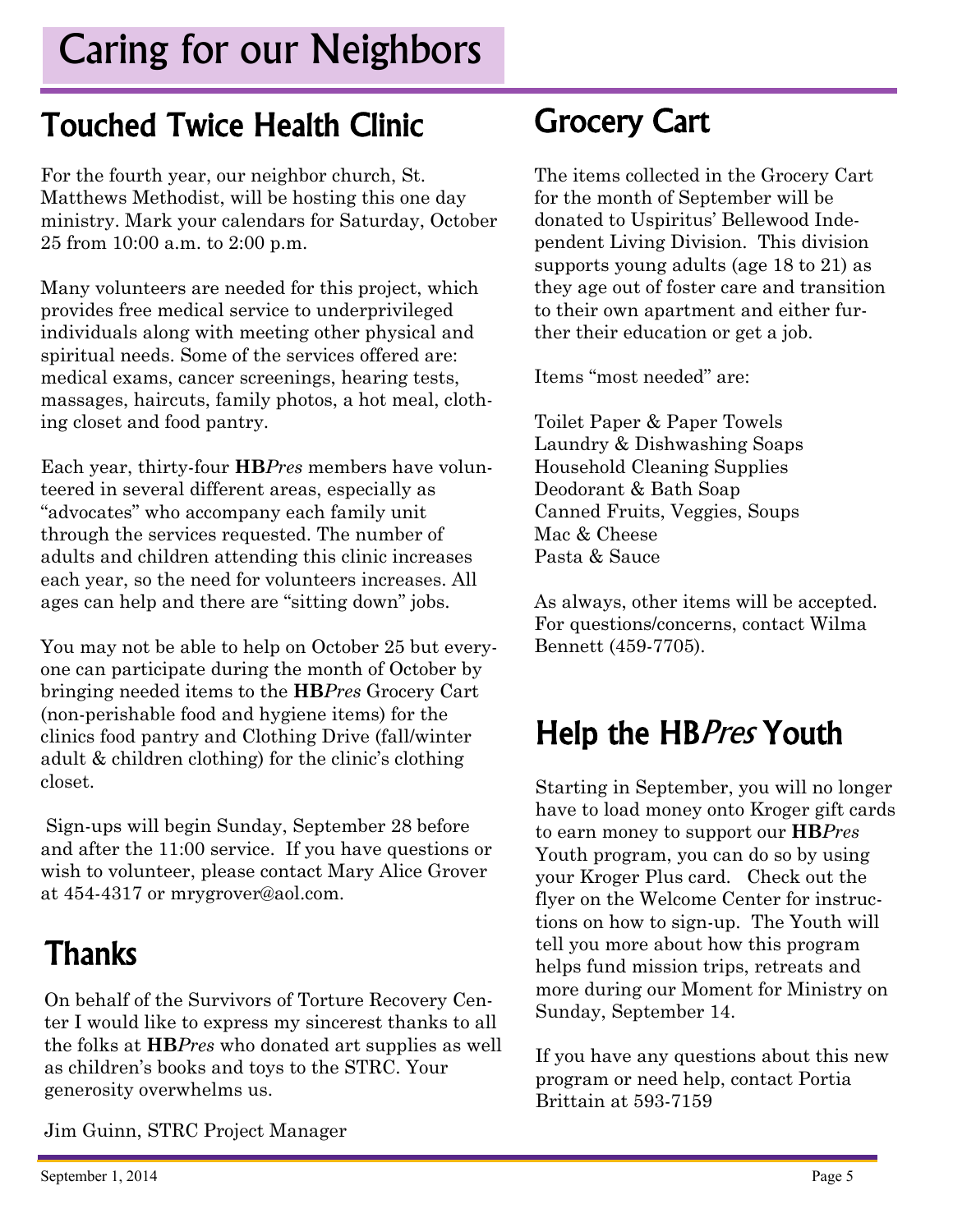# Caring for our Neighbors

## Touched Twice Health Clinic

For the fourth year, our neighbor church, St. Matthews Methodist, will be hosting this one day ministry. Mark your calendars for Saturday, October 25 from 10:00 a.m. to 2:00 p.m.

Many volunteers are needed for this project, which provides free medical service to underprivileged individuals along with meeting other physical and spiritual needs. Some of the services offered are: medical exams, cancer screenings, hearing tests, massages, haircuts, family photos, a hot meal, clothing closet and food pantry.

Each year, thirty-four **HB***Pres* members have volunteered in several different areas, especially as "advocates" who accompany each family unit through the services requested. The number of adults and children attending this clinic increases each year, so the need for volunteers increases. All ages can help and there are "sitting down" jobs.

You may not be able to help on October 25 but everyone can participate during the month of October by bringing needed items to the **HB***Pres* Grocery Cart (non-perishable food and hygiene items) for the clinics food pantry and Clothing Drive (fall/winter adult & children clothing) for the clinic's clothing closet.

Sign-ups will begin Sunday, September 28 before and after the 11:00 service. If you have questions or wish to volunteer, please contact Mary Alice Grover at 454-4317 or mrygrover@aol.com.

## Thanks

On behalf of the Survivors of Torture Recovery Center I would like to express my sincerest thanks to all the folks at **HB***Pres* who donated art supplies as well as children's books and toys to the STRC. Your generosity overwhelms us.

Jim Guinn, STRC Project Manager

## Grocery Cart

The items collected in the Grocery Cart for the month of September will be donated to Uspiritus' Bellewood Independent Living Division. This division supports young adults (age 18 to 21) as they age out of foster care and transition to their own apartment and either further their education or get a job.

Items "most needed" are:

Toilet Paper & Paper Towels  
Laundry & Dishwashing Soaps  
Household Cleaning Supplies  
Deodorant & Bath Soap  
Canned Fruits, Veggies, Soups  
Mac & Cheese  
Pasta & Sauce

As always, other items will be accepted. For questions/concerns, contact Wilma Bennett (459-7705).

## Help the HB*Pres* Youth

Starting in September, you will no longer have to load money onto Kroger gift cards to earn money to support our **HB***Pres* Youth program, you can do so by using your Kroger Plus card. Check out the flyer on the Welcome Center for instructions on how to sign-up. The Youth will tell you more about how this program helps fund mission trips, retreats and more during our Moment for Ministry on Sunday, September 14.

If you have any questions about this new program or need help, contact Portia Brittain at 593-7159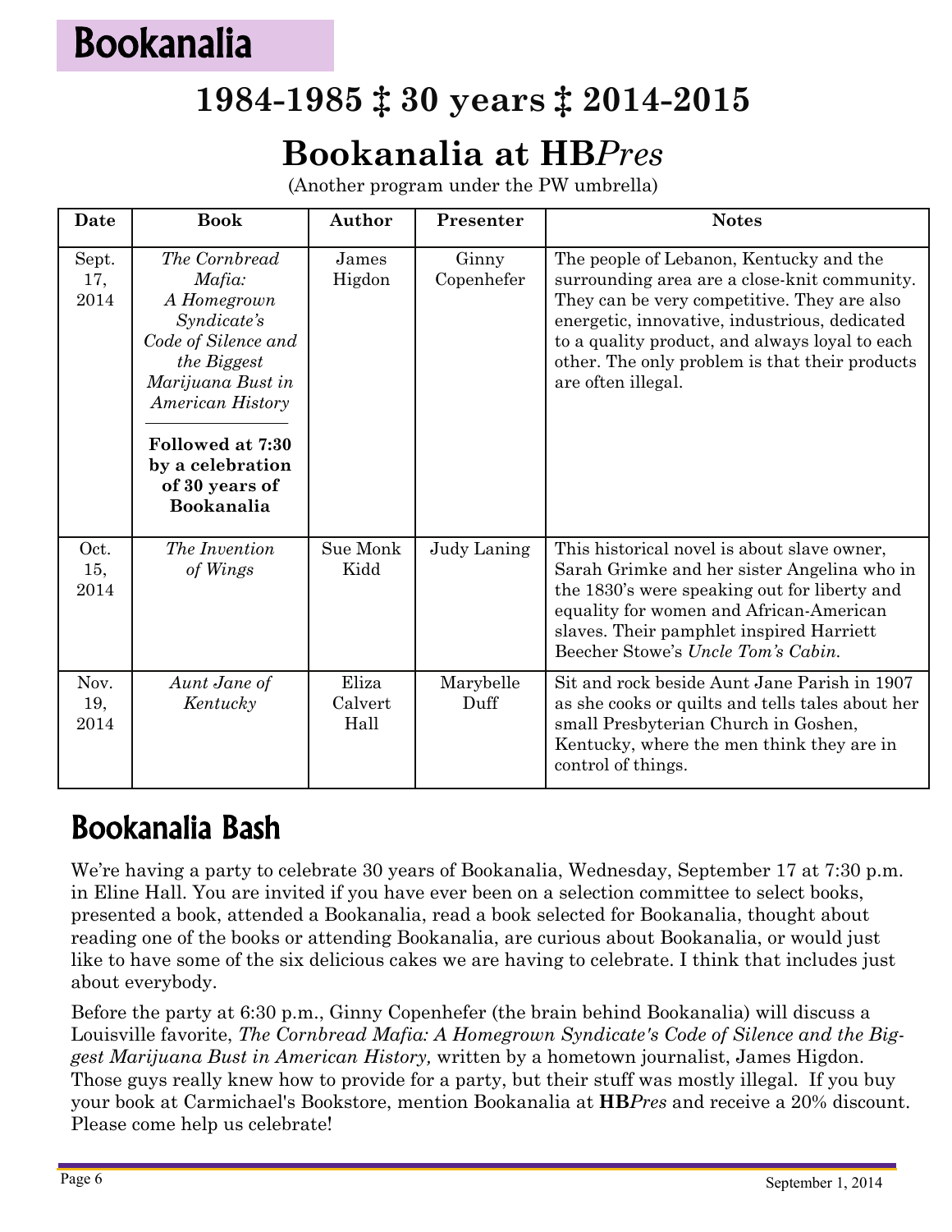# Bookanalia

## 1984-1985 ‡ 30 years ‡ 2014-2015

## Bookanalia at HB*Pres*

(Another program under the PW umbrella)

| Date | Book | Author | Presenter | Notes |
|---|---|---|---|---|
| Sept. 17, 2014 | *The Cornbread Mafia: A Homegrown Syndicate's Code of Silence and the Biggest Marijuana Bust in American History* <br> **Followed at 7:30 by a celebration of 30 years of Bookanalia** | James Higdon | Ginny Copenhefer | The people of Lebanon, Kentucky and the surrounding area are a close-knit community. They can be very competitive. They are also energetic, innovative, industrious, dedicated to a quality product, and always loyal to each other. The only problem is that their products are often illegal. |
| Oct. 15, 2014 | *The Invention of Wings* | Sue Monk Kidd | Judy Laning | This historical novel is about slave owner, Sarah Grimke and her sister Angelina who in the 1830's were speaking out for liberty and equality for women and African-American slaves. Their pamphlet inspired Harriett Beecher Stowe's *Uncle Tom's Cabin*. |
| Nov. 19, 2014 | *Aunt Jane of Kentucky* | Eliza Calvert Hall | Marybelle Duff | Sit and rock beside Aunt Jane Parish in 1907 as she cooks or quilts and tells tales about her small Presbyterian Church in Goshen, Kentucky, where the men think they are in control of things. |

# Bookanalia Bash

We're having a party to celebrate 30 years of Bookanalia, Wednesday, September 17 at 7:30 p.m. in Eline Hall. You are invited if you have ever been on a selection committee to select books, presented a book, attended a Bookanalia, read a book selected for Bookanalia, thought about reading one of the books or attending Bookanalia, are curious about Bookanalia, or would just like to have some of the six delicious cakes we are having to celebrate. I think that includes just about everybody.

Before the party at 6:30 p.m., Ginny Copenhefer (the brain behind Bookanalia) will discuss a Louisville favorite, *The Cornbread Mafia: A Homegrown Syndicate's Code of Silence and the Biggest Marijuana Bust in American History,* written by a hometown journalist, James Higdon. Those guys really knew how to provide for a party, but their stuff was mostly illegal. If you buy your book at Carmichael's Bookstore, mention Bookanalia at **HB***Pres* and receive a 20% discount. Please come help us celebrate!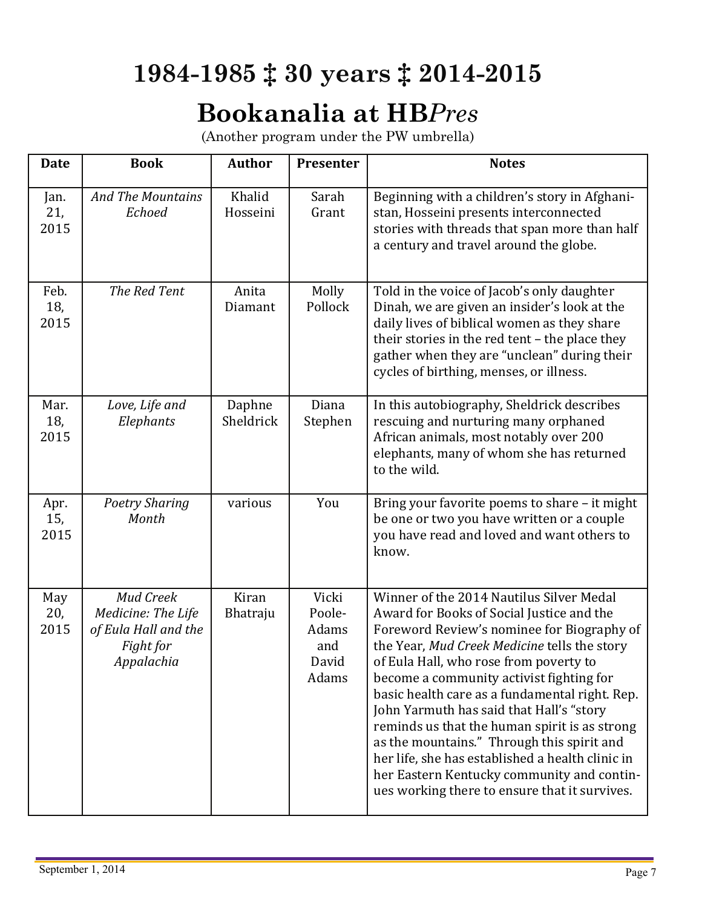# 1984-1985 ‡ 30 years ‡ 2014-2015

# Bookanalia at HB*Pres*

(Another program under the PW umbrella)

| Date | Book | Author | Presenter | Notes |
|---|---|---|---|---|
| Jan. 21, 2015 | *And The Mountains Echoed* | Khalid Hosseini | Sarah Grant | Beginning with a children's story in Afghanistan, Hosseini presents interconnected stories with threads that span more than half a century and travel around the globe. |
| Feb. 18, 2015 | *The Red Tent* | Anita Diamant | Molly Pollock | Told in the voice of Jacob's only daughter Dinah, we are given an insider's look at the daily lives of biblical women as they share their stories in the red tent – the place they gather when they are "unclean" during their cycles of birthing, menses, or illness. |
| Mar. 18, 2015 | *Love, Life and Elephants* | Daphne Sheldrick | Diana Stephen | In this autobiography, Sheldrick describes rescuing and nurturing many orphaned African animals, most notably over 200 elephants, many of whom she has returned to the wild. |
| Apr. 15, 2015 | *Poetry Sharing Month* | various | You | Bring your favorite poems to share – it might be one or two you have written or a couple you have read and loved and want others to know. |
| May 20, 2015 | *Mud Creek Medicine: The Life of Eula Hall and the Fight for Appalachia* | Kiran Bhatraju | Vicki Poole-Adams and David Adams | Winner of the 2014 Nautilus Silver Medal Award for Books of Social Justice and the Foreword Review's nominee for Biography of the Year, *Mud Creek Medicine* tells the story of Eula Hall, who rose from poverty to become a community activist fighting for basic health care as a fundamental right. Rep. John Yarmuth has said that Hall's "story reminds us that the human spirit is as strong as the mountains." Through this spirit and her life, she has established a health clinic in her Eastern Kentucky community and continues working there to ensure that it survives. |

September 1, 2014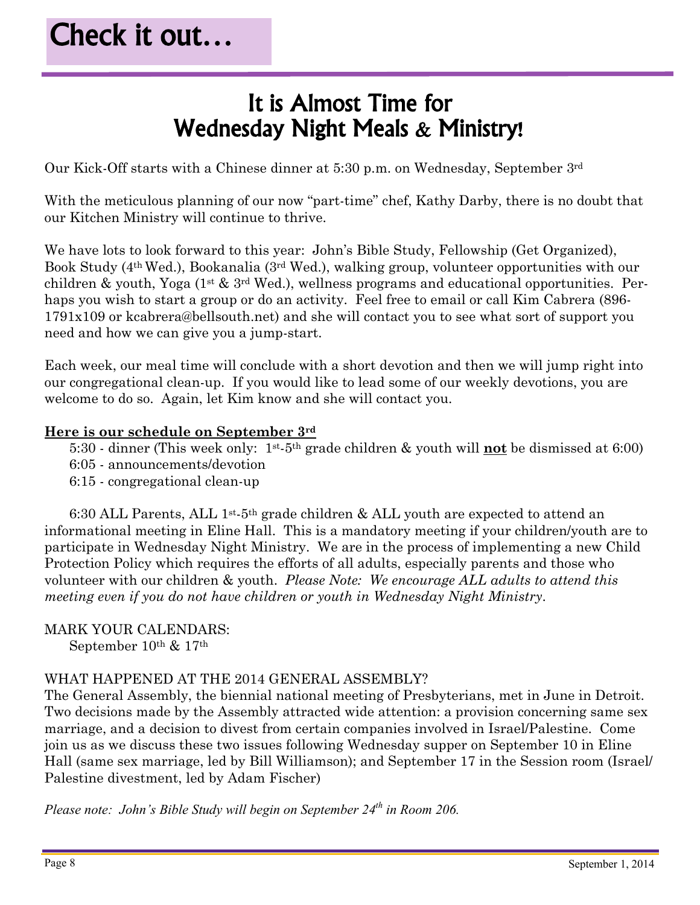# Check it out…

## It is Almost Time for Wednesday Night Meals & Ministry!

Our Kick-Off starts with a Chinese dinner at 5:30 p.m. on Wednesday, September 3rd

With the meticulous planning of our now "part-time" chef, Kathy Darby, there is no doubt that our Kitchen Ministry will continue to thrive.

We have lots to look forward to this year: John's Bible Study, Fellowship (Get Organized), Book Study (4th Wed.), Bookanalia (3rd Wed.), walking group, volunteer opportunities with our children & youth, Yoga (1st & 3rd Wed.), wellness programs and educational opportunities. Perhaps you wish to start a group or do an activity. Feel free to email or call Kim Cabrera (896-1791x109 or kcabrera@bellsouth.net) and she will contact you to see what sort of support you need and how we can give you a jump-start.

Each week, our meal time will conclude with a short devotion and then we will jump right into our congregational clean-up. If you would like to lead some of our weekly devotions, you are welcome to do so. Again, let Kim know and she will contact you.

**Here is our schedule on September 3rd**

5:30 - dinner (This week only: 1st-5th grade children & youth will **not** be dismissed at 6:00)
6:05 - announcements/devotion
6:15 - congregational clean-up

6:30 ALL Parents, ALL 1st-5th grade children & ALL youth are expected to attend an informational meeting in Eline Hall. This is a mandatory meeting if your children/youth are to participate in Wednesday Night Ministry. We are in the process of implementing a new Child Protection Policy which requires the efforts of all adults, especially parents and those who volunteer with our children & youth. *Please Note: We encourage ALL adults to attend this meeting even if you do not have children or youth in Wednesday Night Ministry*.

MARK YOUR CALENDARS:
September 10th & 17th

WHAT HAPPENED AT THE 2014 GENERAL ASSEMBLY?
The General Assembly, the biennial national meeting of Presbyterians, met in June in Detroit. Two decisions made by the Assembly attracted wide attention: a provision concerning same sex marriage, and a decision to divest from certain companies involved in Israel/Palestine. Come join us as we discuss these two issues following Wednesday supper on September 10 in Eline Hall (same sex marriage, led by Bill Williamson); and September 17 in the Session room (Israel/Palestine divestment, led by Adam Fischer)

*Please note: John's Bible Study will begin on September 24th in Room 206.*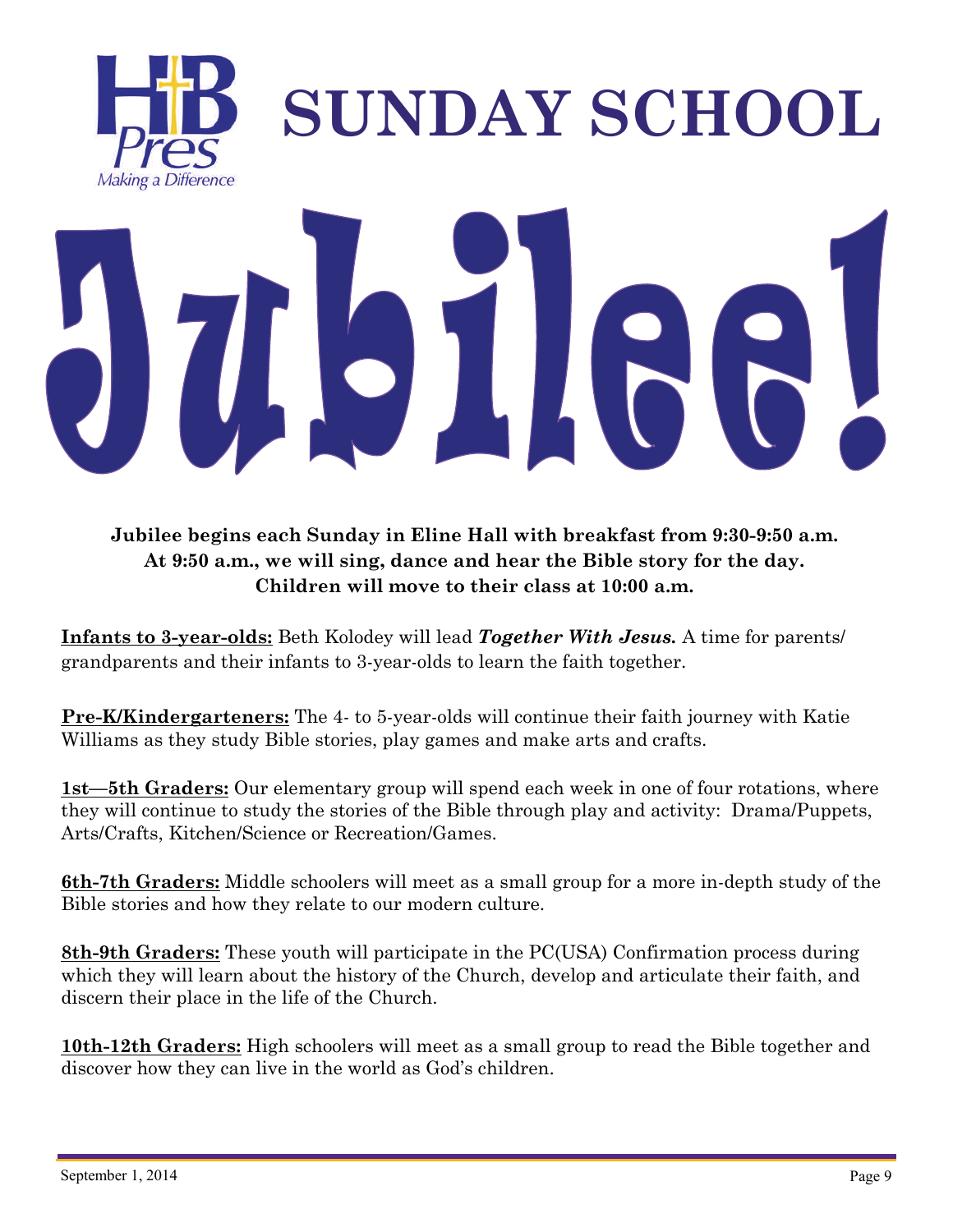HB Pres
Making a Difference

# SUNDAY SCHOOL

# Jubilee!

**Jubilee begins each Sunday in Eline Hall with breakfast from 9:30-9:50 a.m.**
**At 9:50 a.m., we will sing, dance and hear the Bible story for the day.**
**Children will move to their class at 10:00 a.m.**

**Infants to 3-year-olds:** Beth Kolodey will lead ***Together With Jesus.*** A time for parents/ grandparents and their infants to 3-year-olds to learn the faith together.

**Pre-K/Kindergarteners:** The 4- to 5-year-olds will continue their faith journey with Katie Williams as they study Bible stories, play games and make arts and crafts.

**1st—5th Graders:** Our elementary group will spend each week in one of four rotations, where they will continue to study the stories of the Bible through play and activity: Drama/Puppets, Arts/Crafts, Kitchen/Science or Recreation/Games.

**6th-7th Graders:** Middle schoolers will meet as a small group for a more in-depth study of the Bible stories and how they relate to our modern culture.

**8th-9th Graders:** These youth will participate in the PC(USA) Confirmation process during which they will learn about the history of the Church, develop and articulate their faith, and discern their place in the life of the Church.

**10th-12th Graders:** High schoolers will meet as a small group to read the Bible together and discover how they can live in the world as God's children.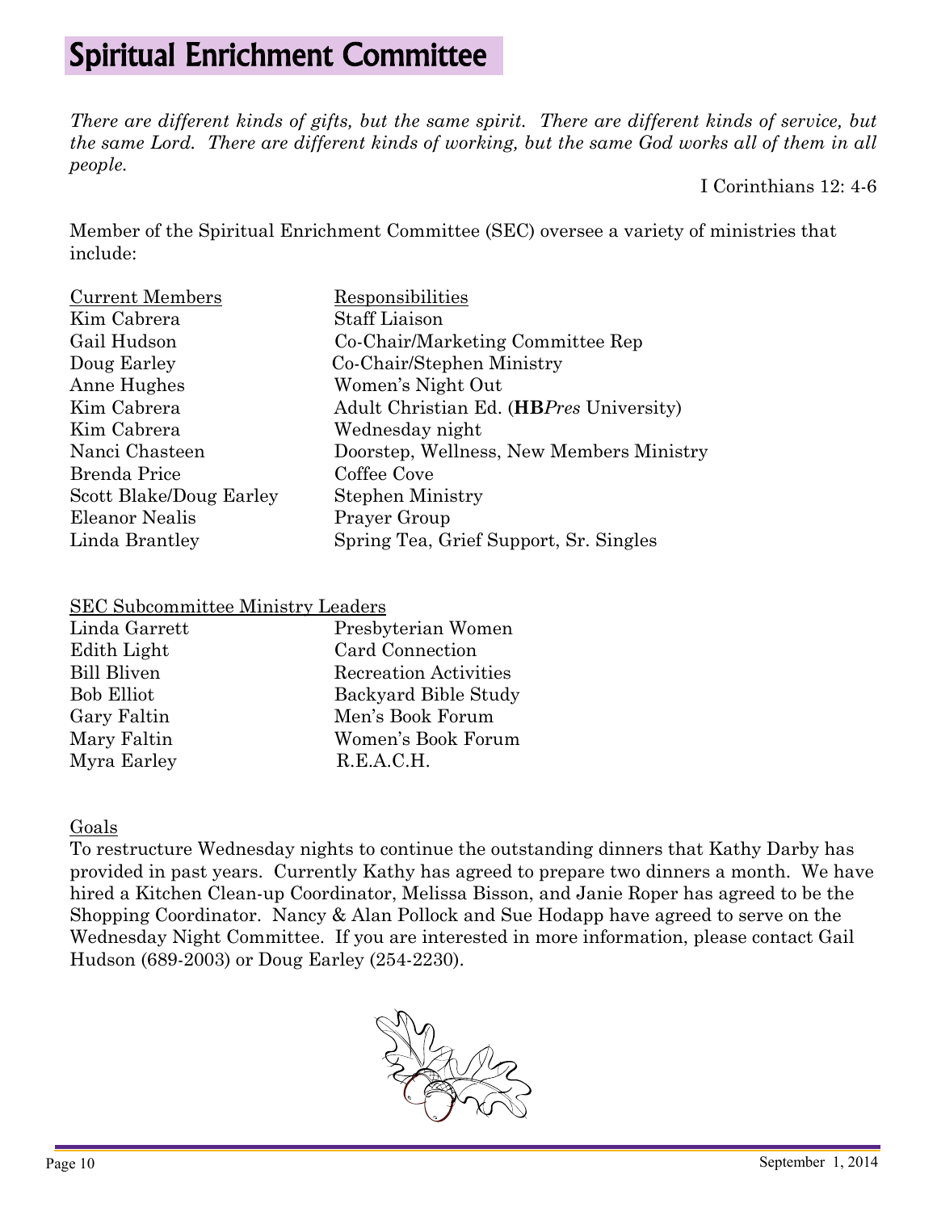# Spiritual Enrichment Committee

*There are different kinds of gifts, but the same spirit. There are different kinds of service, but the same Lord. There are different kinds of working, but the same God works all of them in all people.*

I Corinthians 12: 4-6

Member of the Spiritual Enrichment Committee (SEC) oversee a variety of ministries that include:

| Current Members | Responsibilities |
|---|---|
| Kim Cabrera | Staff Liaison |
| Gail Hudson | Co-Chair/Marketing Committee Rep |
| Doug Earley | Co-Chair/Stephen Ministry |
| Anne Hughes | Women's Night Out |
| Kim Cabrera | Adult Christian Ed. (**HB***Pres* University) |
| Kim Cabrera | Wednesday night |
| Nanci Chasteen | Doorstep, Wellness, New Members Ministry |
| Brenda Price | Coffee Cove |
| Scott Blake/Doug Earley | Stephen Ministry |
| Eleanor Nealis | Prayer Group |
| Linda Brantley | Spring Tea, Grief Support, Sr. Singles |

| SEC Subcommittee Ministry Leaders | |
|---|---|
| Linda Garrett | Presbyterian Women |
| Edith Light | Card Connection |
| Bill Bliven | Recreation Activities |
| Bob Elliot | Backyard Bible Study |
| Gary Faltin | Men's Book Forum |
| Mary Faltin | Women's Book Forum |
| Myra Earley | R.E.A.C.H. |

Goals

To restructure Wednesday nights to continue the outstanding dinners that Kathy Darby has provided in past years. Currently Kathy has agreed to prepare two dinners a month. We have hired a Kitchen Clean-up Coordinator, Melissa Bisson, and Janie Roper has agreed to be the Shopping Coordinator. Nancy & Alan Pollock and Sue Hodapp have agreed to serve on the Wednesday Night Committee. If you are interested in more information, please contact Gail Hudson (689-2003) or Doug Earley (254-2230).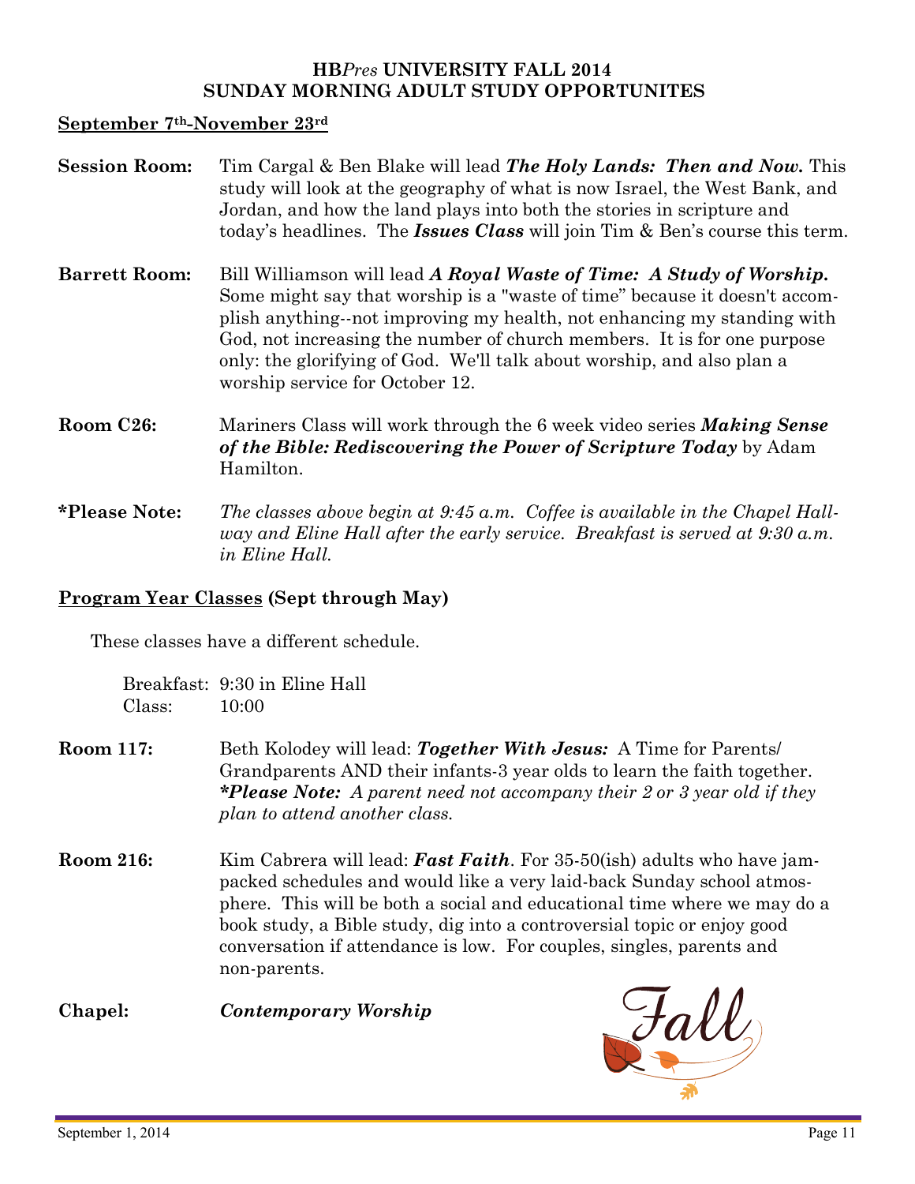# HB*Pres* UNIVERSITY FALL 2014
## SUNDAY MORNING ADULT STUDY OPPORTUNITES

**September 7th-November 23rd**

**Session Room:** Tim Cargal & Ben Blake will lead ***The Holy Lands: Then and Now.*** This study will look at the geography of what is now Israel, the West Bank, and Jordan, and how the land plays into both the stories in scripture and today's headlines. The ***Issues Class*** will join Tim & Ben's course this term.

**Barrett Room:** Bill Williamson will lead ***A Royal Waste of Time: A Study of Worship.*** Some might say that worship is a "waste of time" because it doesn't accomplish anything--not improving my health, not enhancing my standing with God, not increasing the number of church members. It is for one purpose only: the glorifying of God. We'll talk about worship, and also plan a worship service for October 12.

**Room C26:** Mariners Class will work through the 6 week video series ***Making Sense of the Bible: Rediscovering the Power of Scripture Today*** by Adam Hamilton.

**\*Please Note:** *The classes above begin at 9:45 a.m. Coffee is available in the Chapel Hallway and Eline Hall after the early service. Breakfast is served at 9:30 a.m. in Eline Hall.*

**Program Year Classes (Sept through May)**

These classes have a different schedule.

Breakfast: 9:30 in Eline Hall
Class: 10:00

**Room 117:** Beth Kolodey will lead: ***Together With Jesus:*** A Time for Parents/ Grandparents AND their infants-3 year olds to learn the faith together. ***\*Please Note:*** *A parent need not accompany their 2 or 3 year old if they plan to attend another class.*

**Room 216:** Kim Cabrera will lead: ***Fast Faith***. For 35-50(ish) adults who have jam-packed schedules and would like a very laid-back Sunday school atmosphere. This will be both a social and educational time where we may do a book study, a Bible study, dig into a controversial topic or enjoy good conversation if attendance is low. For couples, singles, parents and non-parents.

**Chapel:** ***Contemporary Worship***

Fall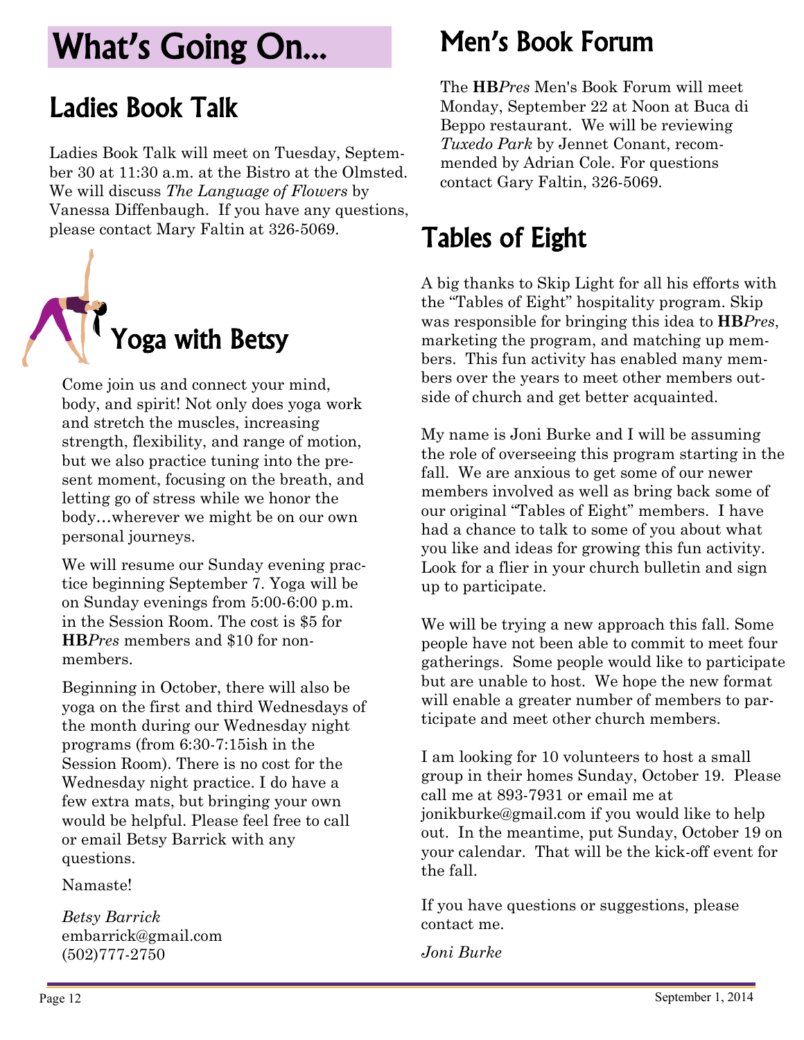# What's Going On...

## Ladies Book Talk

Ladies Book Talk will meet on Tuesday, September 30 at 11:30 a.m. at the Bistro at the Olmsted. We will discuss *The Language of Flowers* by Vanessa Diffenbaugh. If you have any questions, please contact Mary Faltin at 326-5069.

## Yoga with Betsy

Come join us and connect your mind, body, and spirit! Not only does yoga work and stretch the muscles, increasing strength, flexibility, and range of motion, but we also practice tuning into the present moment, focusing on the breath, and letting go of stress while we honor the body…wherever we might be on our own personal journeys.

We will resume our Sunday evening practice beginning September 7. Yoga will be on Sunday evenings from 5:00-6:00 p.m. in the Session Room. The cost is $5 for **HB***Pres* members and $10 for non-members.

Beginning in October, there will also be yoga on the first and third Wednesdays of the month during our Wednesday night programs (from 6:30-7:15ish in the Session Room). There is no cost for the Wednesday night practice. I do have a few extra mats, but bringing your own would be helpful. Please feel free to call or email Betsy Barrick with any questions.

Namaste!

*Betsy Barrick*
embarrick@gmail.com
(502)777-2750

## Men's Book Forum

The **HB***Pres* Men's Book Forum will meet Monday, September 22 at Noon at Buca di Beppo restaurant. We will be reviewing *Tuxedo Park* by Jennet Conant, recommended by Adrian Cole. For questions contact Gary Faltin, 326-5069.

## Tables of Eight

A big thanks to Skip Light for all his efforts with the "Tables of Eight" hospitality program. Skip was responsible for bringing this idea to **HB***Pres*, marketing the program, and matching up members. This fun activity has enabled many members over the years to meet other members outside of church and get better acquainted.

My name is Joni Burke and I will be assuming the role of overseeing this program starting in the fall. We are anxious to get some of our newer members involved as well as bring back some of our original "Tables of Eight" members. I have had a chance to talk to some of you about what you like and ideas for growing this fun activity. Look for a flier in your church bulletin and sign up to participate.

We will be trying a new approach this fall. Some people have not been able to commit to meet four gatherings. Some people would like to participate but are unable to host. We hope the new format will enable a greater number of members to participate and meet other church members.

I am looking for 10 volunteers to host a small group in their homes Sunday, October 19. Please call me at 893-7931 or email me at jonikburke@gmail.com if you would like to help out. In the meantime, put Sunday, October 19 on your calendar. That will be the kick-off event for the fall.

If you have questions or suggestions, please contact me.

*Joni Burke*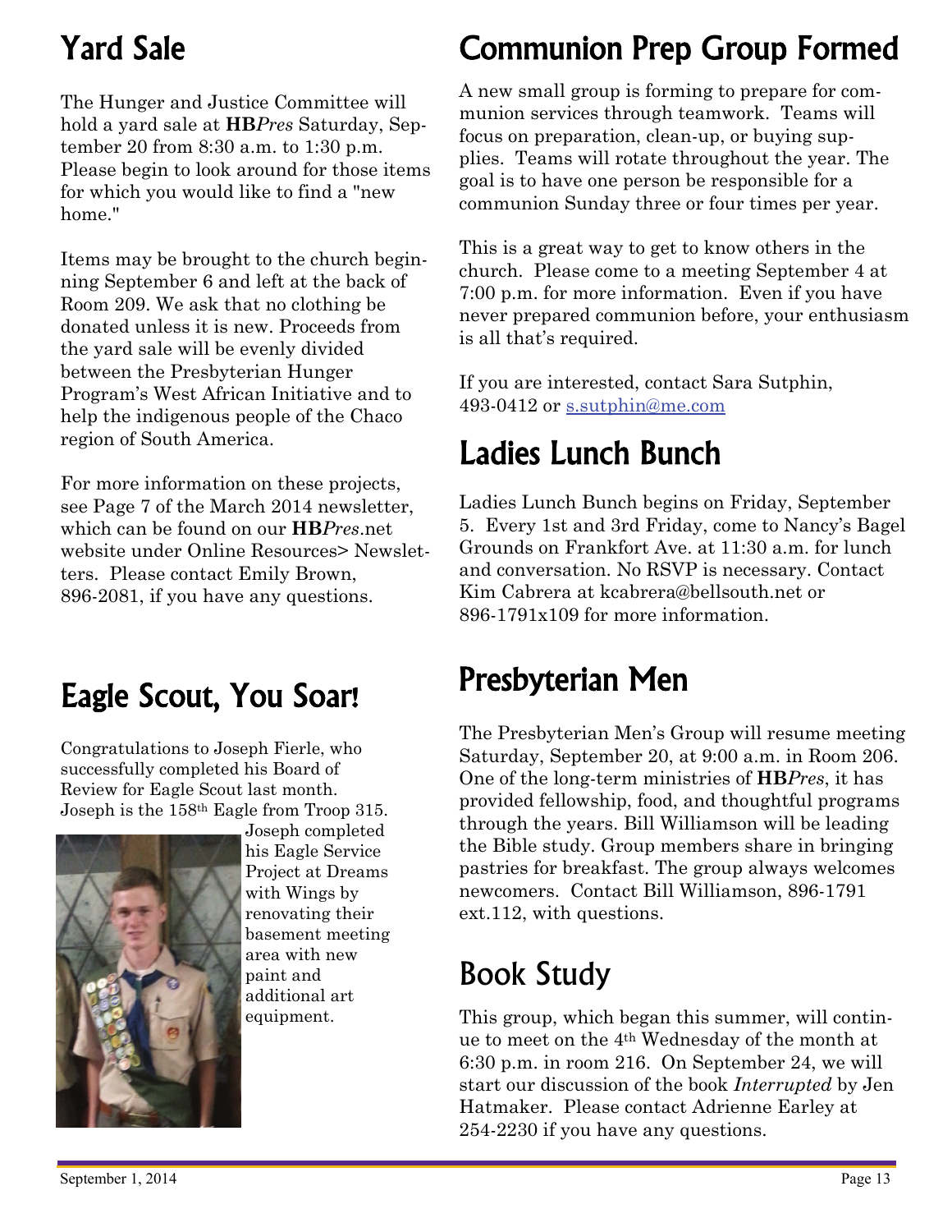## Yard Sale

The Hunger and Justice Committee will hold a yard sale at **HB***Pres* Saturday, September 20 from 8:30 a.m. to 1:30 p.m. Please begin to look around for those items for which you would like to find a "new home."

Items may be brought to the church beginning September 6 and left at the back of Room 209. We ask that no clothing be donated unless it is new. Proceeds from the yard sale will be evenly divided between the Presbyterian Hunger Program's West African Initiative and to help the indigenous people of the Chaco region of South America.

For more information on these projects, see Page 7 of the March 2014 newsletter, which can be found on our **HB***Pres*.net website under Online Resources> Newsletters. Please contact Emily Brown, 896-2081, if you have any questions.

## Eagle Scout, You Soar!

Congratulations to Joseph Fierle, who successfully completed his Board of Review for Eagle Scout last month. Joseph is the 158th Eagle from Troop 315. Joseph completed his Eagle Service Project at Dreams with Wings by renovating their basement meeting area with new paint and additional art equipment.

## Communion Prep Group Formed

A new small group is forming to prepare for communion services through teamwork. Teams will focus on preparation, clean-up, or buying supplies. Teams will rotate throughout the year. The goal is to have one person be responsible for a communion Sunday three or four times per year.

This is a great way to get to know others in the church. Please come to a meeting September 4 at 7:00 p.m. for more information. Even if you have never prepared communion before, your enthusiasm is all that's required.

If you are interested, contact Sara Sutphin, 493-0412 or s.sutphin@me.com

## Ladies Lunch Bunch

Ladies Lunch Bunch begins on Friday, September 5. Every 1st and 3rd Friday, come to Nancy's Bagel Grounds on Frankfort Ave. at 11:30 a.m. for lunch and conversation. No RSVP is necessary. Contact Kim Cabrera at kcabrera@bellsouth.net or 896-1791x109 for more information.

## Presbyterian Men

The Presbyterian Men's Group will resume meeting Saturday, September 20, at 9:00 a.m. in Room 206. One of the long-term ministries of **HB***Pres*, it has provided fellowship, food, and thoughtful programs through the years. Bill Williamson will be leading the Bible study. Group members share in bringing pastries for breakfast. The group always welcomes newcomers. Contact Bill Williamson, 896-1791 ext.112, with questions.

## Book Study

This group, which began this summer, will continue to meet on the 4th Wednesday of the month at 6:30 p.m. in room 216. On September 24, we will start our discussion of the book *Interrupted* by Jen Hatmaker. Please contact Adrienne Earley at 254-2230 if you have any questions.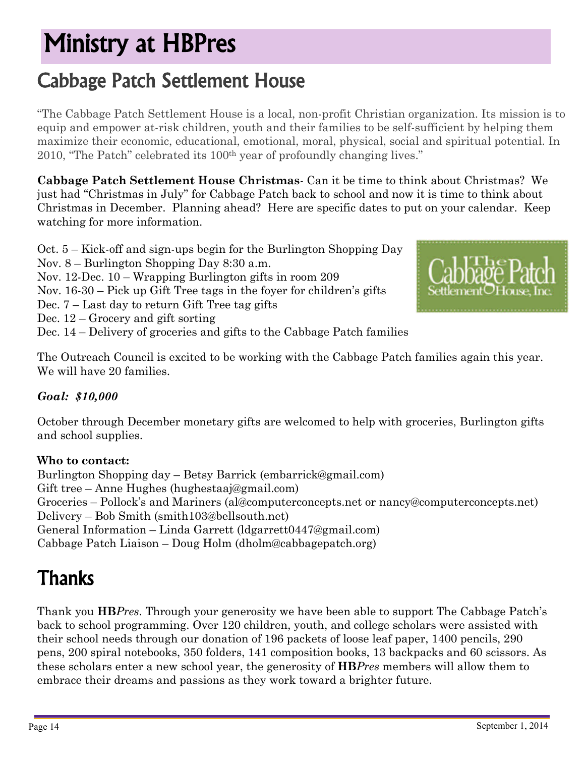# Ministry at HBPres

## Cabbage Patch Settlement House

"The Cabbage Patch Settlement House is a local, non-profit Christian organization. Its mission is to equip and empower at-risk children, youth and their families to be self-sufficient by helping them maximize their economic, educational, emotional, moral, physical, social and spiritual potential. In 2010, "The Patch" celebrated its 100th year of profoundly changing lives."

**Cabbage Patch Settlement House Christmas**- Can it be time to think about Christmas? We just had "Christmas in July" for Cabbage Patch back to school and now it is time to think about Christmas in December. Planning ahead? Here are specific dates to put on your calendar. Keep watching for more information.

Oct. 5 – Kick-off and sign-ups begin for the Burlington Shopping Day
Nov. 8 – Burlington Shopping Day 8:30 a.m.
Nov. 12-Dec. 10 – Wrapping Burlington gifts in room 209
Nov. 16-30 – Pick up Gift Tree tags in the foyer for children's gifts
Dec. 7 – Last day to return Gift Tree tag gifts
Dec. 12 – Grocery and gift sorting
Dec. 14 – Delivery of groceries and gifts to the Cabbage Patch families

The Outreach Council is excited to be working with the Cabbage Patch families again this year. We will have 20 families.

***Goal: $10,000***

October through December monetary gifts are welcomed to help with groceries, Burlington gifts and school supplies.

**Who to contact:**
Burlington Shopping day – Betsy Barrick (embarrick@gmail.com)
Gift tree – Anne Hughes (hughestaaj@gmail.com)
Groceries – Pollock's and Mariners (al@computerconcepts.net or nancy@computerconcepts.net)
Delivery – Bob Smith (smith103@bellsouth.net)
General Information – Linda Garrett (ldgarrett0447@gmail.com)
Cabbage Patch Liaison – Doug Holm (dholm@cabbagepatch.org)

# Thanks

Thank you **HB***Pres*. Through your generosity we have been able to support The Cabbage Patch's back to school programming. Over 120 children, youth, and college scholars were assisted with their school needs through our donation of 196 packets of loose leaf paper, 1400 pencils, 290 pens, 200 spiral notebooks, 350 folders, 141 composition books, 13 backpacks and 60 scissors. As these scholars enter a new school year, the generosity of **HB***Pres* members will allow them to embrace their dreams and passions as they work toward a brighter future.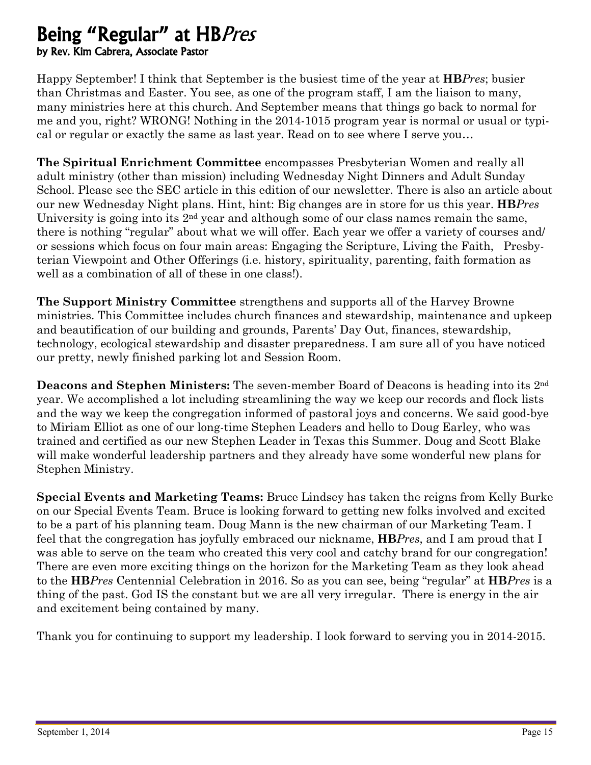# Being "Regular" at HB*Pres*

**by Rev. Kim Cabrera, Associate Pastor**

Happy September! I think that September is the busiest time of the year at **HB***Pres*; busier than Christmas and Easter. You see, as one of the program staff, I am the liaison to many, many ministries here at this church. And September means that things go back to normal for me and you, right? WRONG! Nothing in the 2014-1015 program year is normal or usual or typical or regular or exactly the same as last year. Read on to see where I serve you…

**The Spiritual Enrichment Committee** encompasses Presbyterian Women and really all adult ministry (other than mission) including Wednesday Night Dinners and Adult Sunday School. Please see the SEC article in this edition of our newsletter. There is also an article about our new Wednesday Night plans. Hint, hint: Big changes are in store for us this year. **HB***Pres* University is going into its 2nd year and although some of our class names remain the same, there is nothing "regular" about what we will offer. Each year we offer a variety of courses and/or sessions which focus on four main areas: Engaging the Scripture, Living the Faith, Presbyterian Viewpoint and Other Offerings (i.e. history, spirituality, parenting, faith formation as well as a combination of all of these in one class!).

**The Support Ministry Committee** strengthens and supports all of the Harvey Browne ministries. This Committee includes church finances and stewardship, maintenance and upkeep and beautification of our building and grounds, Parents' Day Out, finances, stewardship, technology, ecological stewardship and disaster preparedness. I am sure all of you have noticed our pretty, newly finished parking lot and Session Room.

**Deacons and Stephen Ministers:** The seven-member Board of Deacons is heading into its 2nd year. We accomplished a lot including streamlining the way we keep our records and flock lists and the way we keep the congregation informed of pastoral joys and concerns. We said good-bye to Miriam Elliot as one of our long-time Stephen Leaders and hello to Doug Earley, who was trained and certified as our new Stephen Leader in Texas this Summer. Doug and Scott Blake will make wonderful leadership partners and they already have some wonderful new plans for Stephen Ministry.

**Special Events and Marketing Teams:** Bruce Lindsey has taken the reigns from Kelly Burke on our Special Events Team. Bruce is looking forward to getting new folks involved and excited to be a part of his planning team. Doug Mann is the new chairman of our Marketing Team. I feel that the congregation has joyfully embraced our nickname, **HB***Pres*, and I am proud that I was able to serve on the team who created this very cool and catchy brand for our congregation! There are even more exciting things on the horizon for the Marketing Team as they look ahead to the **HB***Pres* Centennial Celebration in 2016. So as you can see, being "regular" at **HB***Pres* is a thing of the past. God IS the constant but we are all very irregular. There is energy in the air and excitement being contained by many.

Thank you for continuing to support my leadership. I look forward to serving you in 2014-2015.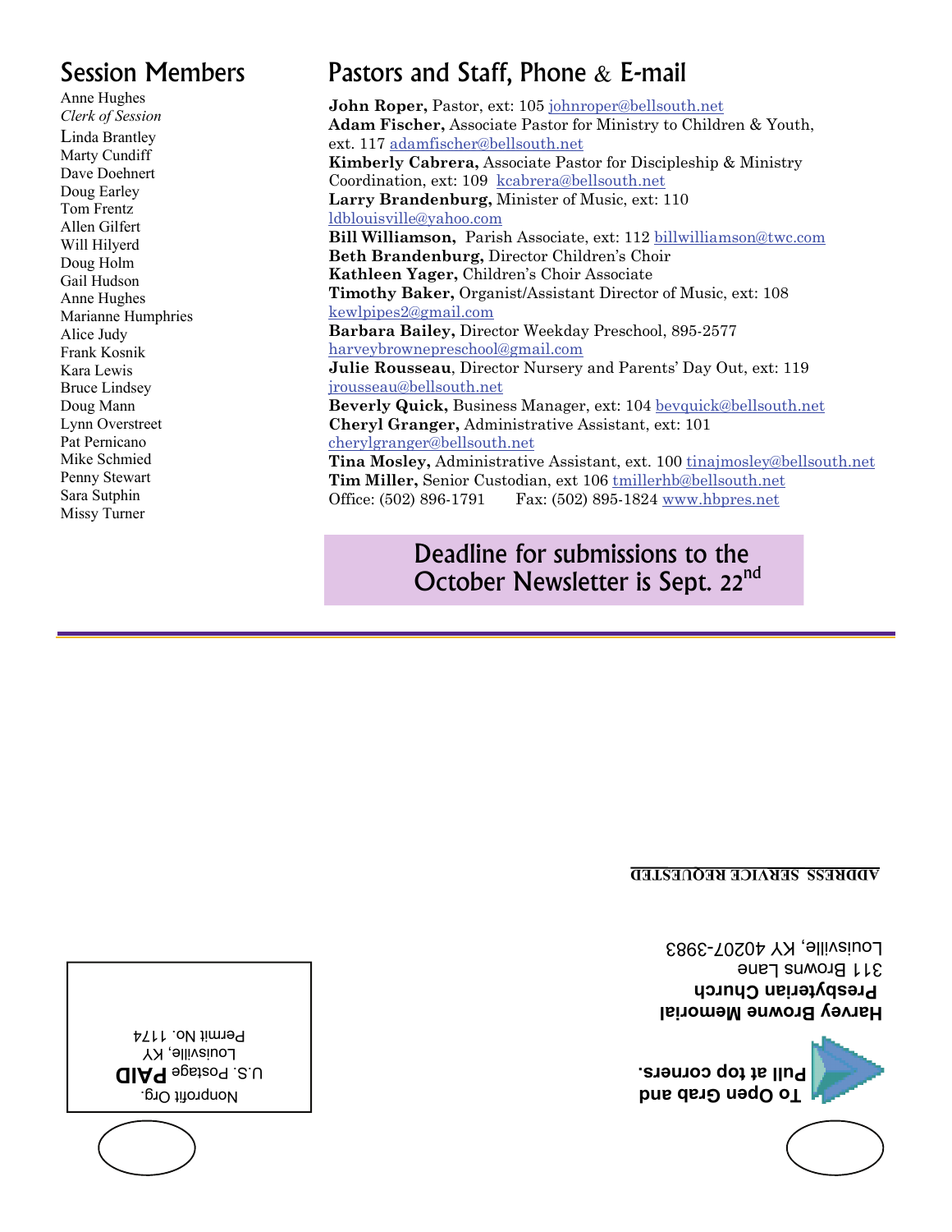## Session Members

Anne Hughes
*Clerk of Session*
Linda Brantley
Marty Cundiff
Dave Doehnert
Doug Earley
Tom Frentz
Allen Gilfert
Will Hilyerd
Doug Holm
Gail Hudson
Anne Hughes
Marianne Humphries
Alice Judy
Frank Kosnik
Kara Lewis
Bruce Lindsey
Doug Mann
Lynn Overstreet
Pat Pernicano
Mike Schmied
Penny Stewart
Sara Sutphin
Missy Turner

## Pastors and Staff, Phone & E-mail

**John Roper,** Pastor, ext: 105 johnroper@bellsouth.net
**Adam Fischer,** Associate Pastor for Ministry to Children & Youth, ext. 117 adamfischer@bellsouth.net
**Kimberly Cabrera,** Associate Pastor for Discipleship & Ministry Coordination, ext: 109 kcabrera@bellsouth.net
**Larry Brandenburg,** Minister of Music, ext: 110 ldblouisville@yahoo.com
**Bill Williamson,** Parish Associate, ext: 112 billwilliamson@twc.com
**Beth Brandenburg,** Director Children's Choir
**Kathleen Yager,** Children's Choir Associate
**Timothy Baker,** Organist/Assistant Director of Music, ext: 108 kewlpipes2@gmail.com
**Barbara Bailey,** Director Weekday Preschool, 895-2577 harveybrownepreschool@gmail.com
**Julie Rousseau**, Director Nursery and Parents' Day Out, ext: 119 jrousseau@bellsouth.net
**Beverly Quick,** Business Manager, ext: 104 bevquick@bellsouth.net
**Cheryl Granger,** Administrative Assistant, ext: 101 cherylgranger@bellsouth.net
**Tina Mosley,** Administrative Assistant, ext. 100 tinajmosley@bellsouth.net
**Tim Miller,** Senior Custodian, ext 106 tmillerhb@bellsouth.net
Office: (502) 896-1791 Fax: (502) 895-1824 www.hbpres.net

Deadline for submissions to the October Newsletter is Sept. 22nd

---

**ADDRESS SERVICE REQUESTED**

**Harvey Browne Memorial Presbyterian Church**
311 Browns Lane
Louisville, KY 40207-3983

**To Open Grab and Pull at top corners.**

Nonprofit Org.
U.S. Postage **PAID**
Louisville, KY
Permit No. 1174